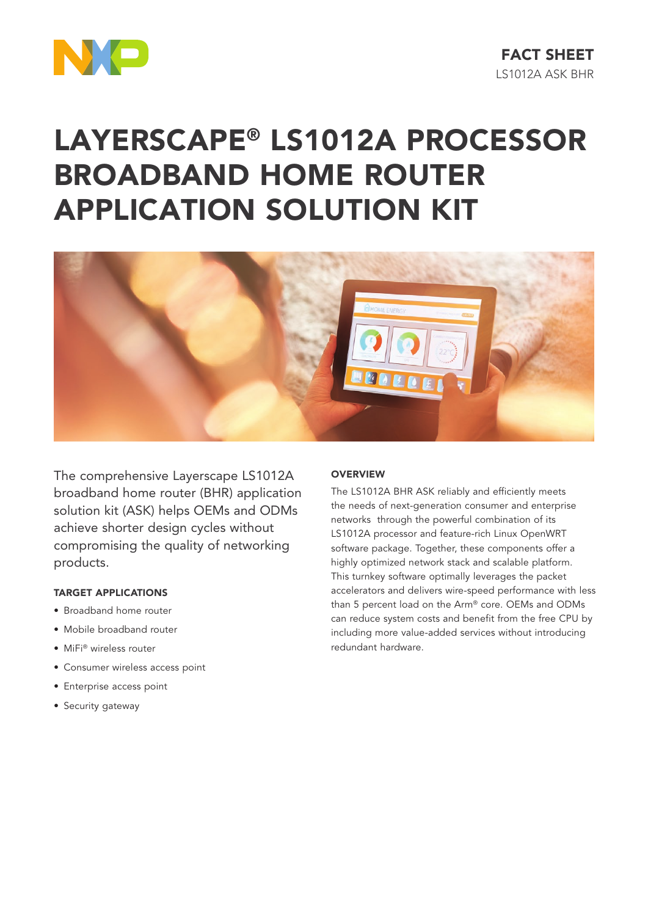FACT SHEET
LS1012A ASK BHR

# LAYERSCAPE® LS1012A PROCESSOR BROADBAND HOME ROUTER APPLICATION SOLUTION KIT

The comprehensive Layerscape LS1012A broadband home router (BHR) application solution kit (ASK) helps OEMs and ODMs achieve shorter design cycles without compromising the quality of networking products.

### TARGET APPLICATIONS

- Broadband home router
- Mobile broadband router
- MiFi® wireless router
- Consumer wireless access point
- Enterprise access point
- Security gateway

### OVERVIEW

The LS1012A BHR ASK reliably and efficiently meets the needs of next-generation consumer and enterprise networks through the powerful combination of its LS1012A processor and feature-rich Linux OpenWRT software package. Together, these components offer a highly optimized network stack and scalable platform. This turnkey software optimally leverages the packet accelerators and delivers wire-speed performance with less than 5 percent load on the Arm® core. OEMs and ODMs can reduce system costs and benefit from the free CPU by including more value-added services without introducing redundant hardware.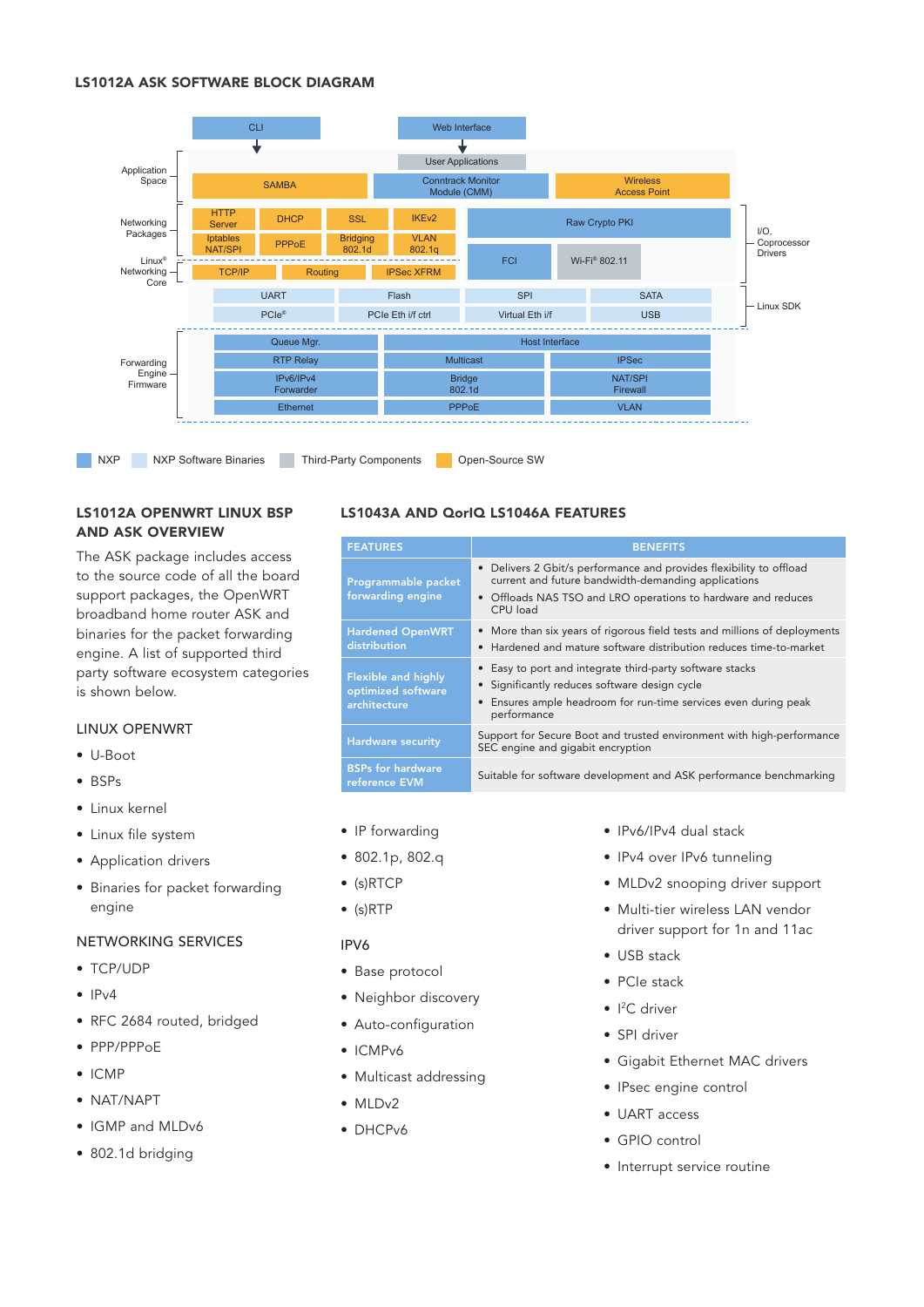## LS1012A ASK SOFTWARE BLOCK DIAGRAM

CLI

Web Interface

User Applications

Application Space

SAMBA

Conntrack Monitor Module (CMM)

Wireless Access Point

Networking Packages

HTTP Server

DHCP

SSL

IKEv2

Raw Crypto PKI

Iptables NAT/SPI

PPPoE

Bridging 802.1d

VLAN 802.1q

FCI

Wi-Fi® 802.11

I/O, Coprocessor Drivers

Linux® Networking Core

TCP/IP

Routing

IPSec XFRM

UART

Flash

SPI

SATA

PCIe®

PCIe Eth i/f ctrl

Virtual Eth i/f

USB

Linux SDK

Forwarding Engine Firmware

Queue Mgr.

Host Interface

RTP Relay

Multicast

IPSec

IPv6/IPv4 Forwarder

Bridge 802.1d

NAT/SPI Firewall

Ethernet

PPPoE

VLAN

NXP | NXP Software Binaries | Third-Party Components | Open-Source SW

## LS1012A OPENWRT LINUX BSP AND ASK OVERVIEW

The ASK package includes access to the source code of all the board support packages, the OpenWRT broadband home router ASK and binaries for the packet forwarding engine. A list of supported third party software ecosystem categories is shown below.

### LINUX OPENWRT

- U-Boot
- BSPs
- Linux kernel
- Linux file system
- Application drivers
- Binaries for packet forwarding engine

### NETWORKING SERVICES

- TCP/UDP
- IPv4
- RFC 2684 routed, bridged
- PPP/PPPoE
- ICMP
- NAT/NAPT
- IGMP and MLDv6
- 802.1d bridging

## LS1043A AND QorIQ LS1046A FEATURES

| FEATURES | BENEFITS |
|---|---|
| Programmable packet forwarding engine | • Delivers 2 Gbit/s performance and provides flexibility to offload current and future bandwidth-demanding applications<br>• Offloads NAS TSO and LRO operations to hardware and reduces CPU load |
| Hardened OpenWRT distribution | • More than six years of rigorous field tests and millions of deployments<br>• Hardened and mature software distribution reduces time-to-market |
| Flexible and highly optimized software architecture | • Easy to port and integrate third-party software stacks<br>• Significantly reduces software design cycle<br>• Ensures ample headroom for run-time services even during peak performance |
| Hardware security | Support for Secure Boot and trusted environment with high-performance SEC engine and gigabit encryption |
| BSPs for hardware reference EVM | Suitable for software development and ASK performance benchmarking |

- IP forwarding
- 802.1p, 802.q
- (s)RTCP
- (s)RTP

### IPV6

- Base protocol
- Neighbor discovery
- Auto-configuration
- ICMPv6
- Multicast addressing
- MLDv2
- DHCPv6

- IPv6/IPv4 dual stack
- IPv4 over IPv6 tunneling
- MLDv2 snooping driver support
- Multi-tier wireless LAN vendor driver support for 1n and 11ac
- USB stack
- PCIe stack
- I²C driver
- SPI driver
- Gigabit Ethernet MAC drivers
- IPsec engine control
- UART access
- GPIO control
- Interrupt service routine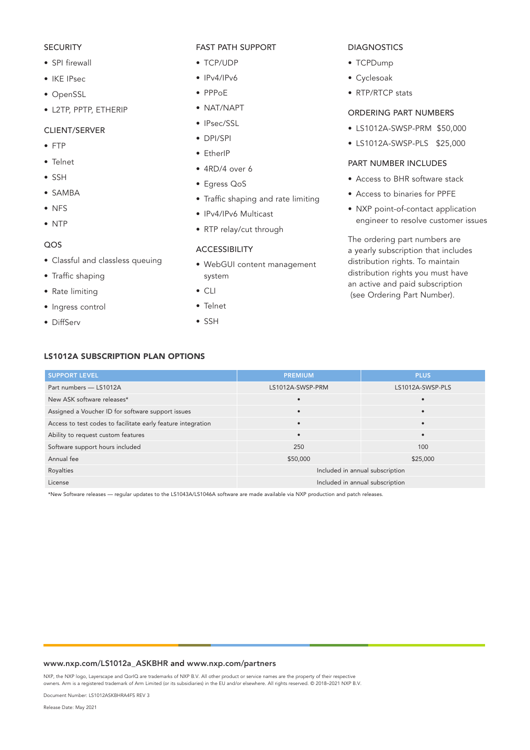### SECURITY

- SPI firewall
- IKE IPsec
- OpenSSL
- L2TP, PPTP, ETHERIP

### CLIENT/SERVER

- FTP
- Telnet
- SSH
- SAMBA
- NFS
- NTP

### QOS

- Classful and classless queuing
- Traffic shaping
- Rate limiting
- Ingress control
- DiffServ

### FAST PATH SUPPORT

- TCP/UDP
- IPv4/IPv6
- PPPoE
- NAT/NAPT
- IPsec/SSL
- DPI/SPI
- EtherIP
- 4RD/4 over 6
- Egress QoS
- Traffic shaping and rate limiting
- IPv4/IPv6 Multicast
- RTP relay/cut through

### ACCESSIBILITY

- WebGUI content management system
- CLI
- Telnet
- SSH

### DIAGNOSTICS

- TCPDump
- Cyclesoak
- RTP/RTCP stats

### ORDERING PART NUMBERS

- LS1012A-SWSP-PRM $50,000
- LS1012A-SWSP-PLS $25,000

### PART NUMBER INCLUDES

- Access to BHR software stack
- Access to binaries for PPFE
- NXP point-of-contact application engineer to resolve customer issues

The ordering part numbers are a yearly subscription that includes distribution rights. To maintain distribution rights you must have an active and paid subscription (see Ordering Part Number).

### LS1012A SUBSCRIPTION PLAN OPTIONS

| SUPPORT LEVEL | PREMIUM | PLUS |
|---|---|---|
| Part numbers — LS1012A | LS1012A-SWSP-PRM | LS1012A-SWSP-PLS |
| New ASK software releases* | • | • |
| Assigned a Voucher ID for software support issues | • | • |
| Access to test codes to facilitate early feature integration | • | • |
| Ability to request custom features | • | • |
| Software support hours included | 250 | 100 |
| Annual fee | $50,000 | $25,000 |
| Royalties | Included in annual subscription | |
| License | Included in annual subscription | |

*New Software releases — regular updates to the LS1043A/LS1046A software are made available via NXP production and patch releases.

**www.nxp.com/LS1012a_ASKBHR and www.nxp.com/partners**

NXP, the NXP logo, Layerscape and QorIQ are trademarks of NXP B.V. All other product or service names are the property of their respective owners. Arm is a registered trademark of Arm Limited (or its subsidiaries) in the EU and/or elsewhere. All rights reserved. © 2018–2021 NXP B.V.

Document Number: LS1012ASKBHRA4FS REV 3

Release Date: May 2021